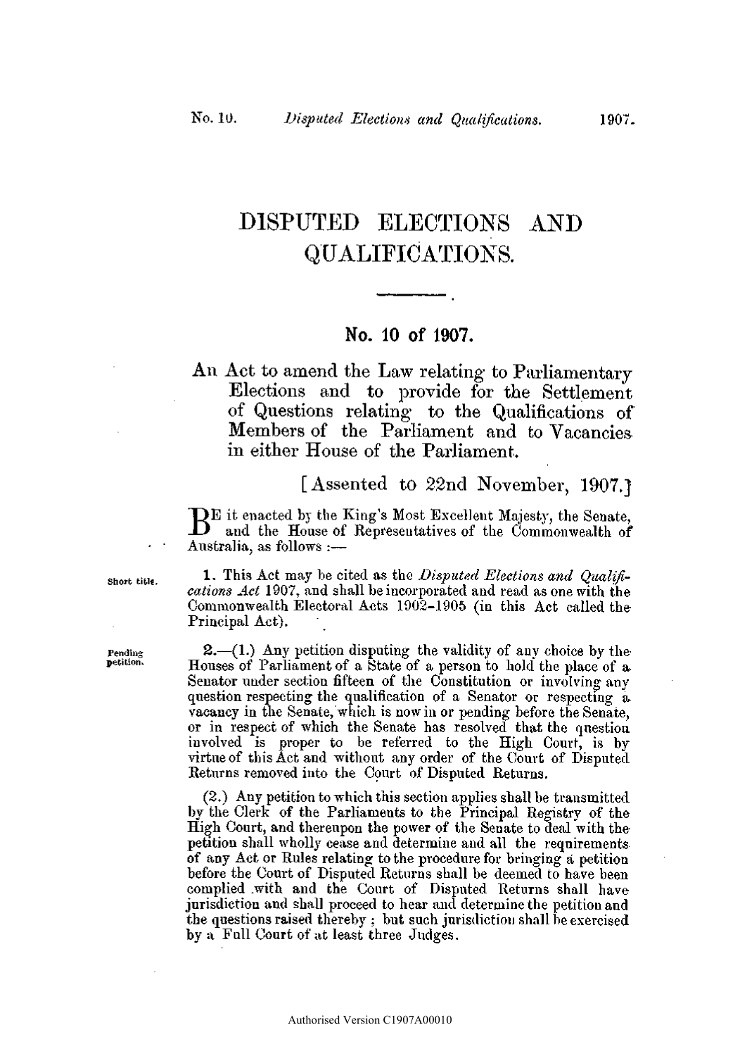# DISPUTED ELECTIONS AND QUALIFICATIONS.

## No. 10 of 1907.

An Act to amend the Law relating to Parliamentary Elections and to provide for the Settlement of Questions relating to the Qualifications of Members of the Parliament and to Vacancies in either House of the Parliament.

[Assented to 22nd November, 1907.]

BE it enacted by the King's Most Excellent Majesty, the Senate, and the House of Representatives of the Commonwealth of Australia, as follows :—

Short title.

**1.** This Act may be cited as the *Disputed Elections and Qualifications Act* 1907, and shall be incorporated and read as one with the Commonwealth Electoral Acts 1902–1905 (in this Act called the Principal Act).

Pending petition.

**2.**—(1.) Any petition disputing the validity of any choice by the Houses of Parliament of a State of a person to hold the place of a Senator under section fifteen of the Constitution or involving any question respecting the qualification of a Senator or respecting a vacancy in the Senate, which is now in or pending before the Senate, or in respect of which the Senate has resolved that the question involved is proper to be referred to the High Court, is by virtue of this Act and without any order of the Court of Disputed Returns removed into the Court of Disputed Returns.

(2.) Any petition to which this section applies shall be transmitted by the Clerk of the Parliaments to the Principal Registry of the High Court, and thereupon the power of the Senate to deal with the petition shall wholly cease and determine and all the requirements of any Act or Rules relating to the procedure for bringing a petition before the Court of Disputed Returns shall be deemed to have been complied with and the Court of Disputed Returns shall have jurisdiction and shall proceed to hear and determine the petition and the questions raised thereby ; but such jurisdiction shall be exercised by a Full Court of at least three Judges.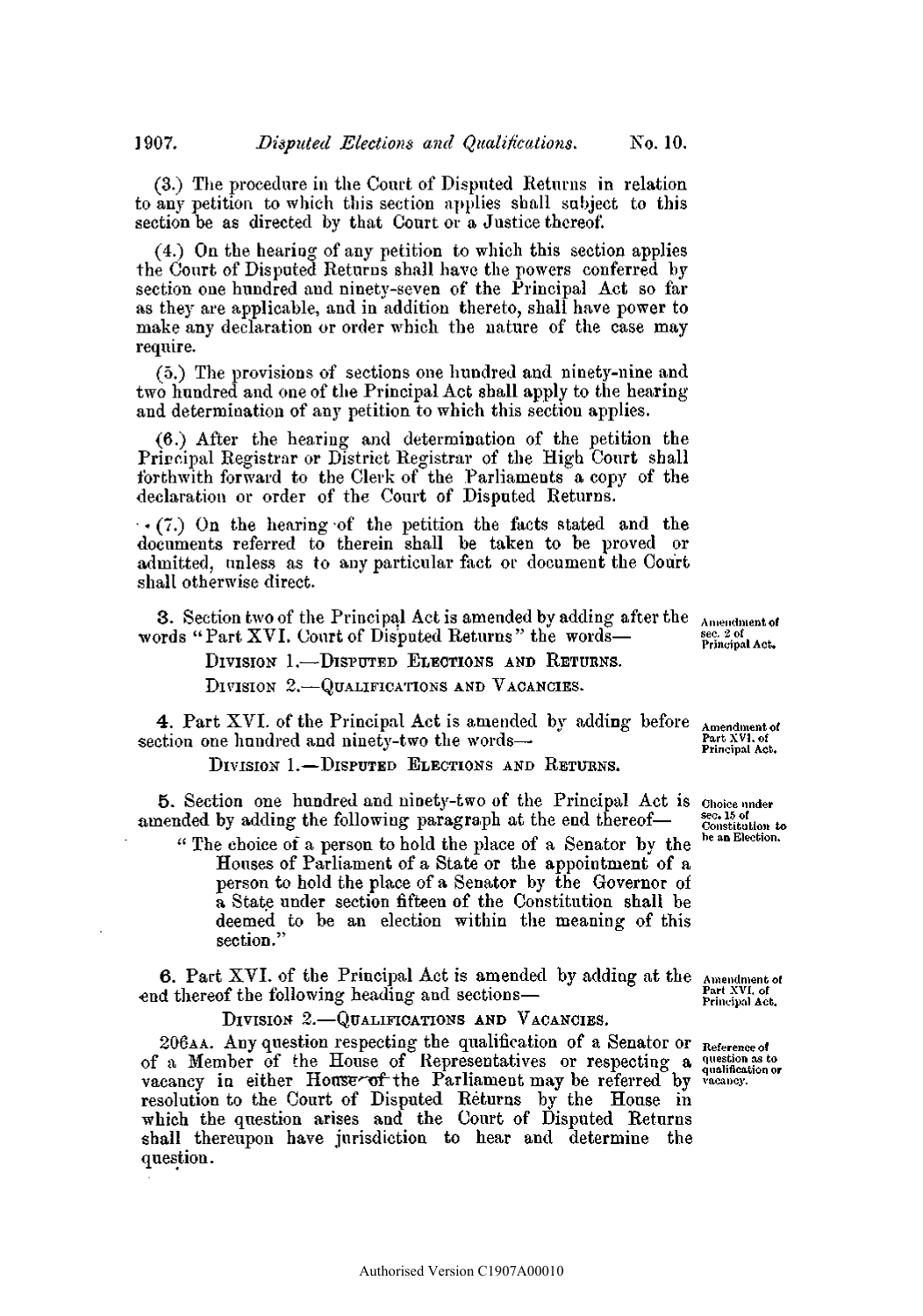(3.) The procedure in the Court of Disputed Returns in relation to any petition to which this section applies shall subject to this section be as directed by that Court or a Justice thereof.

(4.) On the hearing of any petition to which this section applies the Court of Disputed Returns shall have the powers conferred by section one hundred and ninety-seven of the Principal Act so far as they are applicable, and in addition thereto, shall have power to make any declaration or order which the nature of the case may require.

(5.) The provisions of sections one hundred and ninety-nine and two hundred and one of the Principal Act shall apply to the hearing and determination of any petition to which this section applies.

(6.) After the hearing and determination of the petition the Principal Registrar or District Registrar of the High Court shall forthwith forward to the Clerk of the Parliaments a copy of the declaration or order of the Court of Disputed Returns.

(7.) On the hearing of the petition the facts stated and the documents referred to therein shall be taken to be proved or admitted, unless as to any particular fact or document the Court shall otherwise direct.

*Amendment of sec. 2 of Principal Act.*

**3.** Section two of the Principal Act is amended by adding after the words "Part XVI. Court of Disputed Returns" the words—

DIVISION 1.—DISPUTED ELECTIONS AND RETURNS.

DIVISION 2.—QUALIFICATIONS AND VACANCIES.

*Amendment of Part XVI. of Principal Act.*

**4.** Part XVI. of the Principal Act is amended by adding before section one hundred and ninety-two the words—

DIVISION 1.—DISPUTED ELECTIONS AND RETURNS.

*Choice under sec. 15 of Constitution to be an Election.*

**5.** Section one hundred and ninety-two of the Principal Act is amended by adding the following paragraph at the end thereof—

"The choice of a person to hold the place of a Senator by the Houses of Parliament of a State or the appointment of a person to hold the place of a Senator by the Governor of a State under section fifteen of the Constitution shall be deemed to be an election within the meaning of this section."

*Amendment of Part XVI. of Principal Act.*

**6.** Part XVI. of the Principal Act is amended by adding at the end thereof the following heading and sections—

DIVISION 2.—QUALIFICATIONS AND VACANCIES.

*Reference of question as to qualification or vacancy.*

206AA. Any question respecting the qualification of a Senator or of a Member of the House of Representatives or respecting a vacancy in either House of the Parliament may be referred by resolution to the Court of Disputed Returns by the House in which the question arises and the Court of Disputed Returns shall thereupon have jurisdiction to hear and determine the question.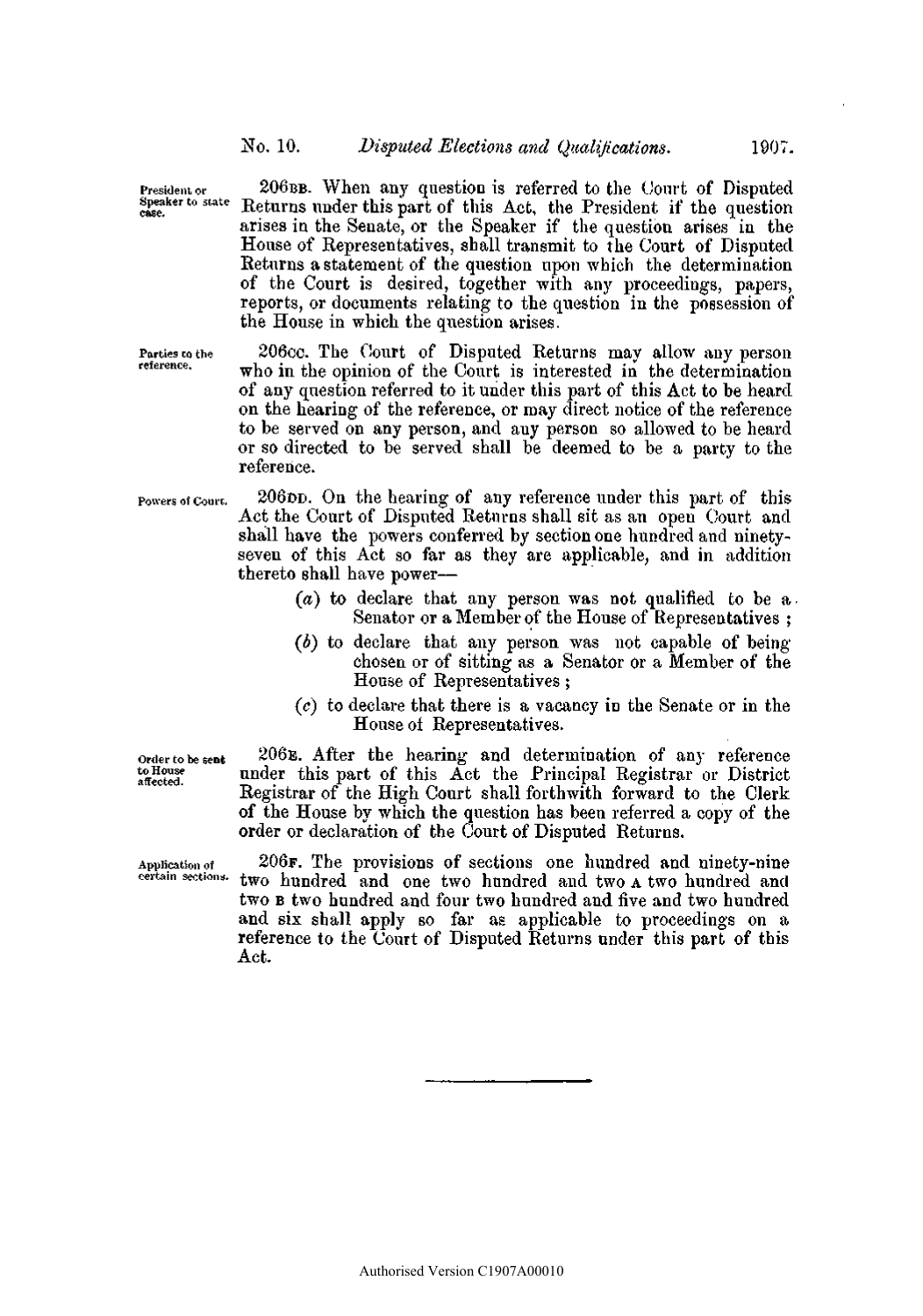**President or Speaker to state case.**

206BB. When any question is referred to the Court of Disputed Returns under this part of this Act, the President if the question arises in the Senate, or the Speaker if the question arises in the House of Representatives, shall transmit to the Court of Disputed Returns a statement of the question upon which the determination of the Court is desired, together with any proceedings, papers, reports, or documents relating to the question in the possession of the House in which the question arises.

**Parties to the reference.**

206CC. The Court of Disputed Returns may allow any person who in the opinion of the Court is interested in the determination of any question referred to it under this part of this Act to be heard on the hearing of the reference, or may direct notice of the reference to be served on any person, and any person so allowed to be heard or so directed to be served shall be deemed to be a party to the reference.

**Powers of Court.**

206DD. On the hearing of any reference under this part of this Act the Court of Disputed Returns shall sit as an open Court and shall have the powers conferred by section one hundred and ninety-seven of this Act so far as they are applicable, and in addition thereto shall have power—

- (*a*) to declare that any person was not qualified to be a Senator or a Member of the House of Representatives;
- (*b*) to declare that any person was not capable of being chosen or of sitting as a Senator or a Member of the House of Representatives;
- (*c*) to declare that there is a vacancy in the Senate or in the House of Representatives.

**Order to be sent to House affected.**

206E. After the hearing and determination of any reference under this part of this Act the Principal Registrar or District Registrar of the High Court shall forthwith forward to the Clerk of the House by which the question has been referred a copy of the order or declaration of the Court of Disputed Returns.

**Application of certain sections.**

206F. The provisions of sections one hundred and ninety-nine two hundred and one two hundred and two A two hundred and two B two hundred and four two hundred and five and two hundred and six shall apply so far as applicable to proceedings on a reference to the Court of Disputed Returns under this part of this Act.